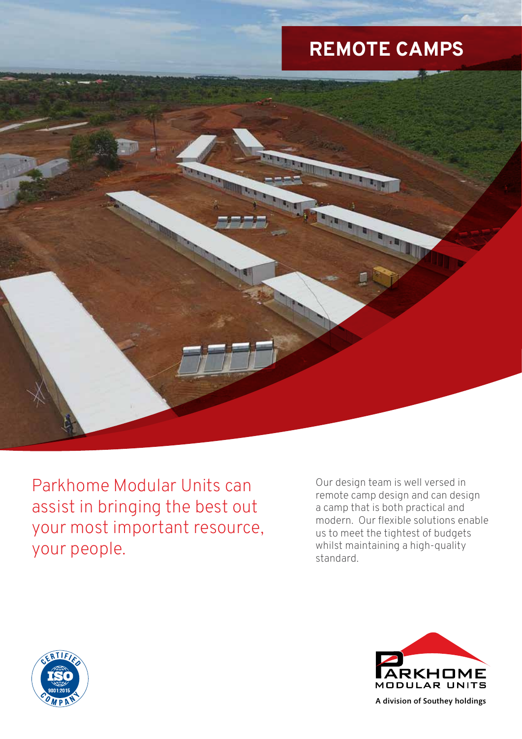# REMOTE CAMPS

Parkhome Modular Units can assist in bringing the best out your most important resource, your people.

Our design team is well versed in remote camp design and can design a camp that is both practical and modern. Our flexible solutions enable us to meet the tightest of budgets whilst maintaining a high-quality standard.

CERTIFIED ISO 9001:2015 COMPANY

PARKHOME MODULAR UNITS

A division of Southey holdings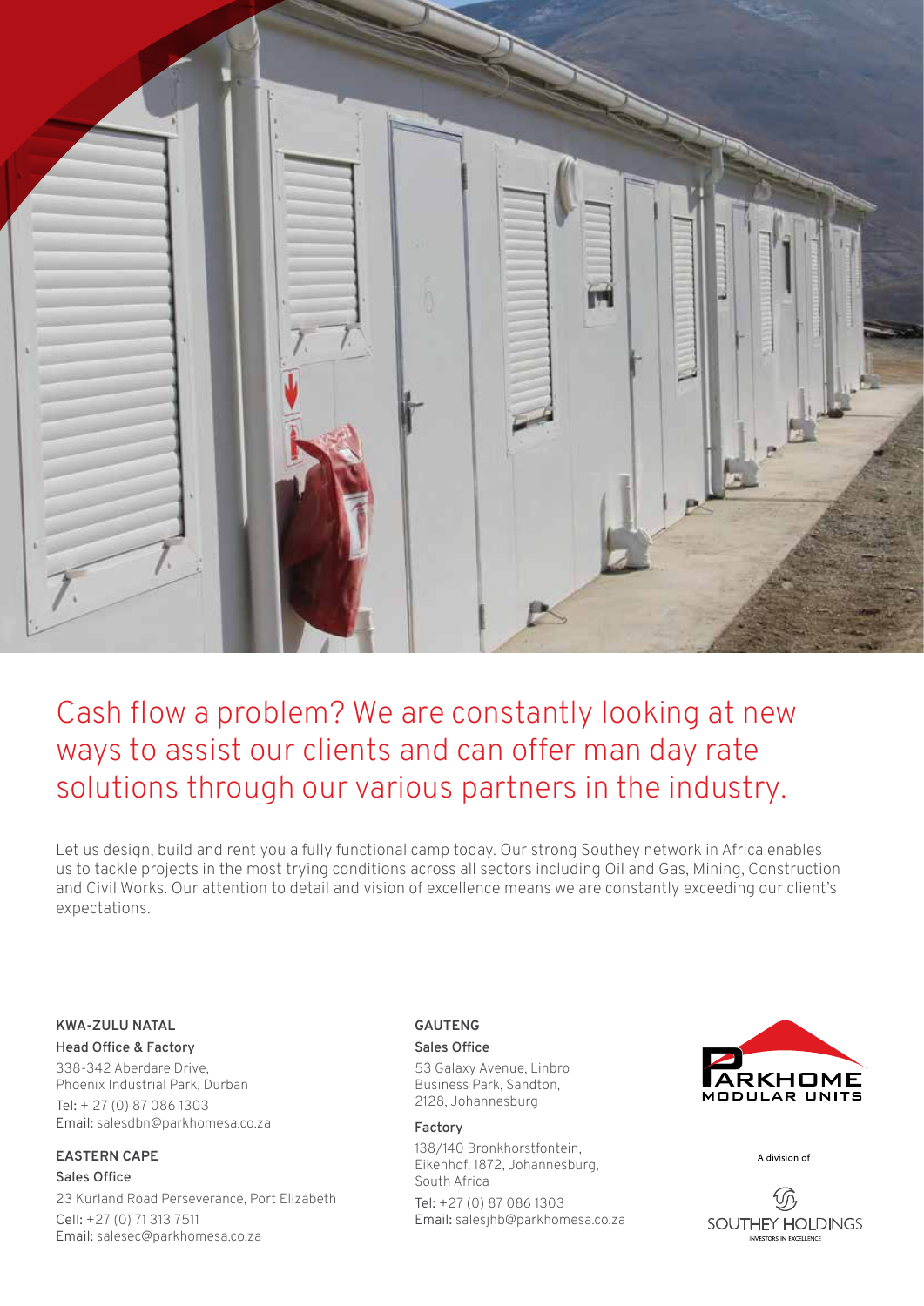## Cash flow a problem? We are constantly looking at new ways to assist our clients and can offer man day rate solutions through our various partners in the industry.

Let us design, build and rent you a fully functional camp today. Our strong Southey network in Africa enables us to tackle projects in the most trying conditions across all sectors including Oil and Gas, Mining, Construction and Civil Works. Our attention to detail and vision of excellence means we are constantly exceeding our client's expectations.

**KWA-ZULU NATAL**

Head Office & Factory
338-342 Aberdare Drive,
Phoenix Industrial Park, Durban
Tel: + 27 (0) 87 086 1303
Email: salesdbn@parkhomesa.co.za

**EASTERN CAPE**

Sales Office
23 Kurland Road Perseverance, Port Elizabeth
Cell: +27 (0) 71 313 7511
Email: salesec@parkhomesa.co.za

**GAUTENG**

Sales Office
53 Galaxy Avenue, Linbro
Business Park, Sandton,
2128, Johannesburg

Factory
138/140 Bronkhorstfontein,
Eikenhof, 1872, Johannesburg,
South Africa
Tel: +27 (0) 87 086 1303
Email: salesjhb@parkhomesa.co.za

PARKHOME MODULAR UNITS

A division of

SOUTHEY HOLDINGS
INVESTORS IN EXCELLENCE